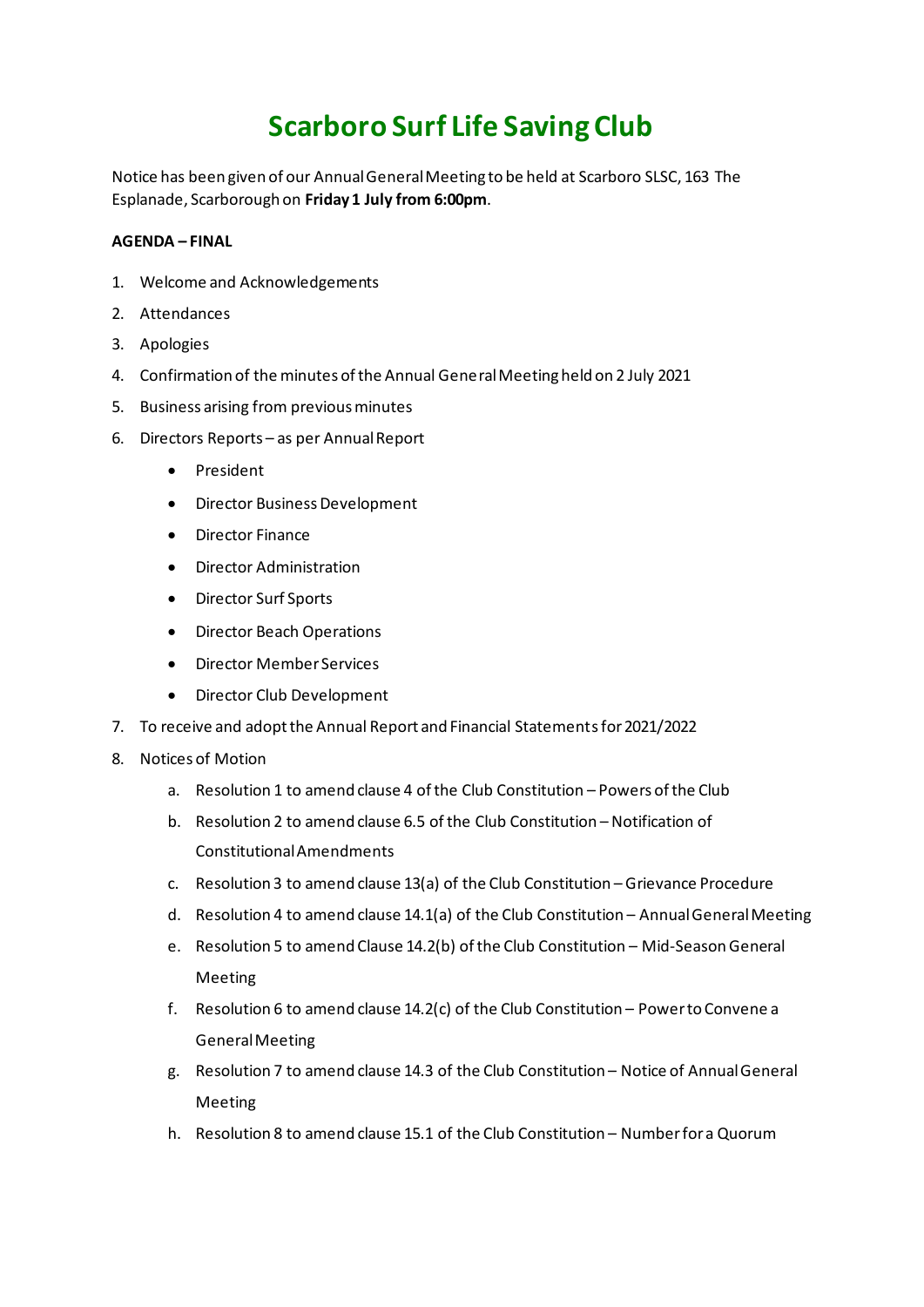# Scarboro Surf Life Saving Club

Notice has been given of our Annual General Meeting to be held at Scarboro SLSC, 163 The Esplanade, Scarborough on **Friday 1 July from 6:00pm**.

**AGENDA – FINAL**

1. Welcome and Acknowledgements
2. Attendances
3. Apologies
4. Confirmation of the minutes of the Annual General Meeting held on 2 July 2021
5. Business arising from previous minutes
6. Directors Reports – as per Annual Report
    - President
    - Director Business Development
    - Director Finance
    - Director Administration
    - Director Surf Sports
    - Director Beach Operations
    - Director Member Services
    - Director Club Development
7. To receive and adopt the Annual Report and Financial Statements for 2021/2022
8. Notices of Motion
    a. Resolution 1 to amend clause 4 of the Club Constitution – Powers of the Club
    b. Resolution 2 to amend clause 6.5 of the Club Constitution – Notification of Constitutional Amendments
    c. Resolution 3 to amend clause 13(a) of the Club Constitution – Grievance Procedure
    d. Resolution 4 to amend clause 14.1(a) of the Club Constitution – Annual General Meeting
    e. Resolution 5 to amend Clause 14.2(b) of the Club Constitution – Mid-Season General Meeting
    f. Resolution 6 to amend clause 14.2(c) of the Club Constitution – Power to Convene a General Meeting
    g. Resolution 7 to amend clause 14.3 of the Club Constitution – Notice of Annual General Meeting
    h. Resolution 8 to amend clause 15.1 of the Club Constitution – Number for a Quorum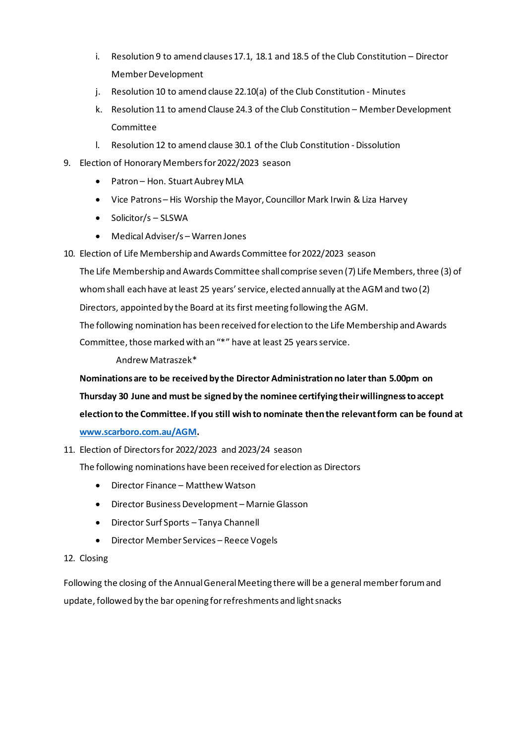i. Resolution 9 to amend clauses 17.1, 18.1 and 18.5 of the Club Constitution – Director Member Development
j. Resolution 10 to amend clause 22.10(a) of the Club Constitution - Minutes
k. Resolution 11 to amend Clause 24.3 of the Club Constitution – Member Development Committee
l. Resolution 12 to amend clause 30.1 of the Club Constitution - Dissolution

9. Election of Honorary Members for 2022/2023 season
   - Patron – Hon. Stuart Aubrey MLA
   - Vice Patrons – His Worship the Mayor, Councillor Mark Irwin & Liza Harvey
   - Solicitor/s – SLSWA
   - Medical Adviser/s – Warren Jones

10. Election of Life Membership and Awards Committee for 2022/2023 season

    The Life Membership and Awards Committee shall comprise seven (7) Life Members, three (3) of whom shall each have at least 25 years' service, elected annually at the AGM and two (2) Directors, appointed by the Board at its first meeting following the AGM.

    The following nomination has been received for election to the Life Membership and Awards Committee, those marked with an "*" have at least 25 years service.

    Andrew Matraszek*

    **Nominations are to be received by the Director Administration no later than 5.00pm on Thursday 30 June and must be signed by the nominee certifying their willingness to accept election to the Committee. If you still wish to nominate then the relevant form can be found at [www.scarboro.com.au/AGM](www.scarboro.com.au/AGM).**

11. Election of Directors for 2022/2023 and 2023/24 season

    The following nominations have been received for election as Directors
    - Director Finance – Matthew Watson
    - Director Business Development – Marnie Glasson
    - Director Surf Sports – Tanya Channell
    - Director Member Services – Reece Vogels

12. Closing

Following the closing of the Annual General Meeting there will be a general member forum and update, followed by the bar opening for refreshments and light snacks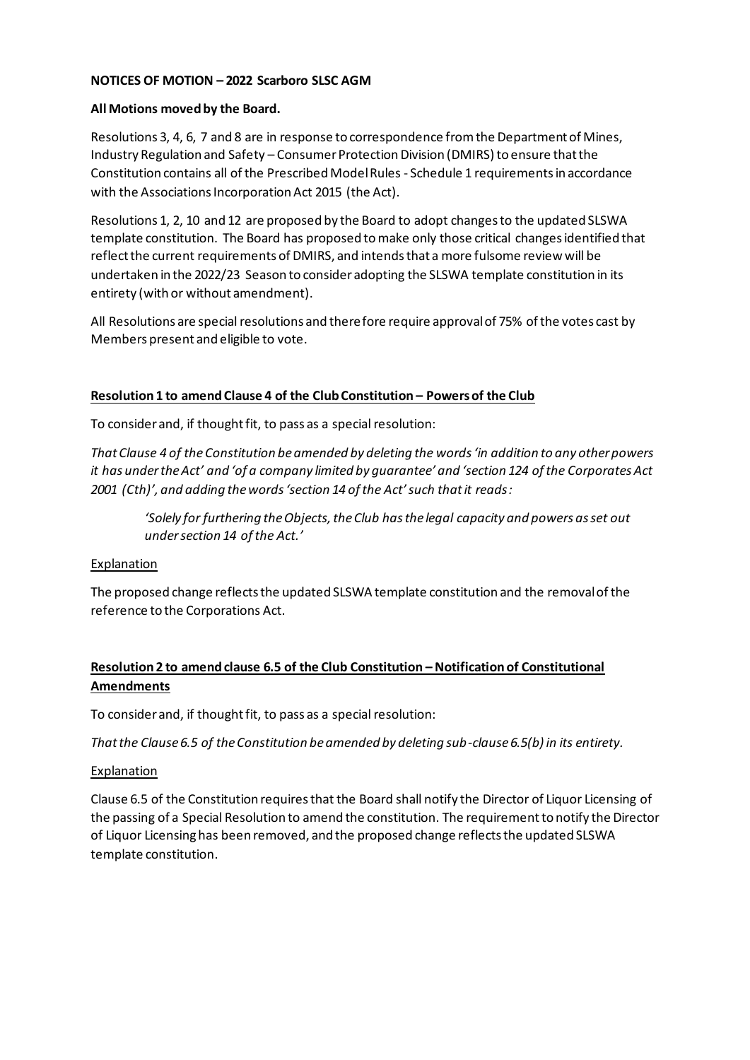**NOTICES OF MOTION – 2022 Scarboro SLSC AGM**

**All Motions moved by the Board.**

Resolutions 3, 4, 6, 7 and 8 are in response to correspondence from the Department of Mines, Industry Regulation and Safety – Consumer Protection Division (DMIRS) to ensure that the Constitution contains all of the Prescribed Model Rules - Schedule 1 requirements in accordance with the Associations Incorporation Act 2015 (the Act).

Resolutions 1, 2, 10 and 12 are proposed by the Board to adopt changes to the updated SLSWA template constitution. The Board has proposed to make only those critical changes identified that reflect the current requirements of DMIRS, and intends that a more fulsome review will be undertaken in the 2022/23 Season to consider adopting the SLSWA template constitution in its entirety (with or without amendment).

All Resolutions are special resolutions and therefore require approval of 75% of the votes cast by Members present and eligible to vote.

**Resolution 1 to amend Clause 4 of the Club Constitution – Powers of the Club**

To consider and, if thought fit, to pass as a special resolution:

*That Clause 4 of the Constitution be amended by deleting the words 'in addition to any other powers it has under the Act' and 'of a company limited by guarantee' and 'section 124 of the Corporates Act 2001 (Cth)', and adding the words 'section 14 of the Act' such that it reads:*

> *'Solely for furthering the Objects, the Club has the legal capacity and powers as set out under section 14 of the Act.'*

Explanation

The proposed change reflects the updated SLSWA template constitution and the removal of the reference to the Corporations Act.

**Resolution 2 to amend clause 6.5 of the Club Constitution – Notification of Constitutional Amendments**

To consider and, if thought fit, to pass as a special resolution:

*That the Clause 6.5 of the Constitution be amended by deleting sub-clause 6.5(b) in its entirety.*

Explanation

Clause 6.5 of the Constitution requires that the Board shall notify the Director of Liquor Licensing of the passing of a Special Resolution to amend the constitution. The requirement to notify the Director of Liquor Licensing has been removed, and the proposed change reflects the updated SLSWA template constitution.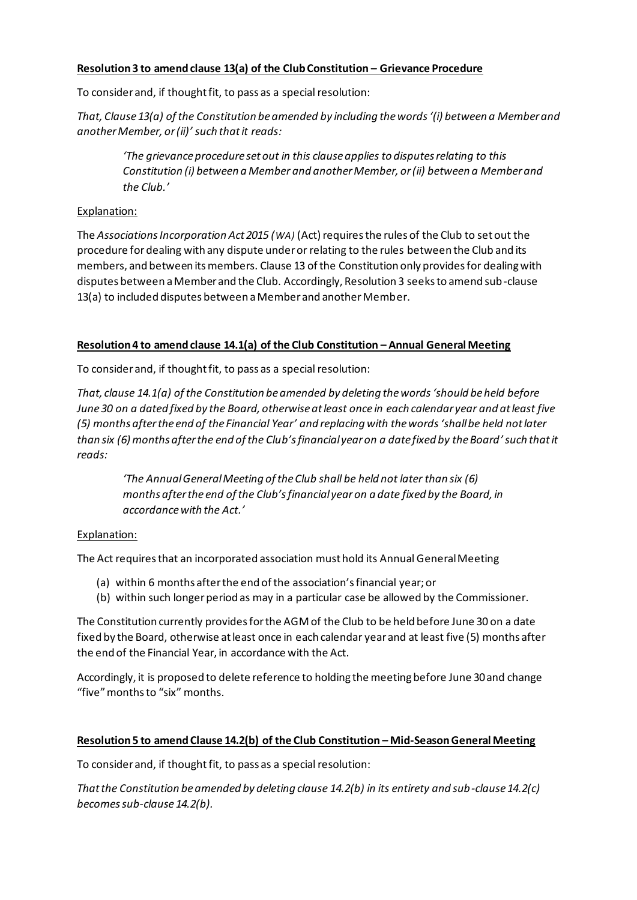**<u>Resolution 3 to amend clause 13(a) of the Club Constitution – Grievance Procedure</u>**

To consider and, if thought fit, to pass as a special resolution:

*That, Clause 13(a) of the Constitution be amended by including the words '(i) between a Member and another Member, or (ii)' such that it reads:*

> *'The grievance procedure set out in this clause applies to disputes relating to this Constitution (i) between a Member and another Member, or (ii) between a Member and the Club.'*

<u>Explanation:</u>

The *Associations Incorporation Act 2015 (WA)* (Act) requires the rules of the Club to set out the procedure for dealing with any dispute under or relating to the rules between the Club and its members, and between its members. Clause 13 of the Constitution only provides for dealing with disputes between a Member and the Club. Accordingly, Resolution 3 seeks to amend sub-clause 13(a) to included disputes between a Member and another Member.

**<u>Resolution 4 to amend clause 14.1(a) of the Club Constitution – Annual General Meeting</u>**

To consider and, if thought fit, to pass as a special resolution:

*That, clause 14.1(a) of the Constitution be amended by deleting the words 'should be held before June 30 on a dated fixed by the Board, otherwise at least once in each calendar year and at least five (5) months after the end of the Financial Year' and replacing with the words 'shall be held not later than six (6) months after the end of the Club's financial year on a date fixed by the Board' such that it reads:*

> *'The Annual General Meeting of the Club shall be held not later than six (6) months after the end of the Club's financial year on a date fixed by the Board, in accordance with the Act.'*

<u>Explanation:</u>

The Act requires that an incorporated association must hold its Annual General Meeting

(a) within 6 months after the end of the association's financial year; or
(b) within such longer period as may in a particular case be allowed by the Commissioner.

The Constitution currently provides for the AGM of the Club to be held before June 30 on a date fixed by the Board, otherwise at least once in each calendar year and at least five (5) months after the end of the Financial Year, in accordance with the Act.

Accordingly, it is proposed to delete reference to holding the meeting before June 30 and change "five" months to "six" months.

**<u>Resolution 5 to amend Clause 14.2(b) of the Club Constitution – Mid-Season General Meeting</u>**

To consider and, if thought fit, to pass as a special resolution:

*That the Constitution be amended by deleting clause 14.2(b) in its entirety and sub-clause 14.2(c) becomes sub-clause 14.2(b).*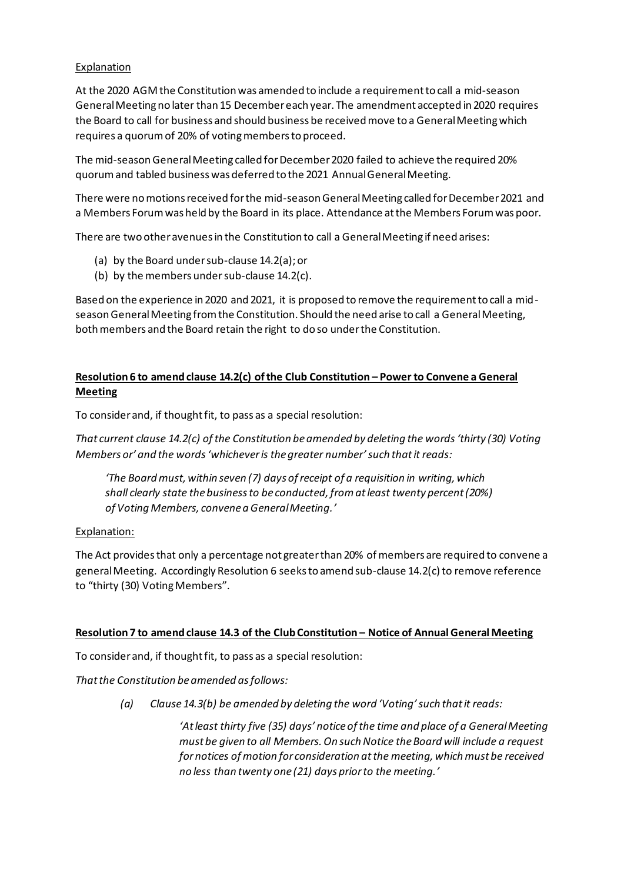Explanation

At the 2020 AGM the Constitution was amended to include a requirement to call a mid-season General Meeting no later than 15 December each year. The amendment accepted in 2020 requires the Board to call for business and should business be received move to a General Meeting which requires a quorum of 20% of voting members to proceed.

The mid-season General Meeting called for December 2020 failed to achieve the required 20% quorum and tabled business was deferred to the 2021 Annual General Meeting.

There were no motions received for the mid-season General Meeting called for December 2021 and a Members Forum was held by the Board in its place. Attendance at the Members Forum was poor.

There are two other avenues in the Constitution to call a General Meeting if need arises:

(a) by the Board under sub-clause 14.2(a); or
(b) by the members under sub-clause 14.2(c).

Based on the experience in 2020 and 2021, it is proposed to remove the requirement to call a mid-season General Meeting from the Constitution. Should the need arise to call a General Meeting, both members and the Board retain the right to do so under the Constitution.

**Resolution 6 to amend clause 14.2(c) of the Club Constitution – Power to Convene a General Meeting**

To consider and, if thought fit, to pass as a special resolution:

*That current clause 14.2(c) of the Constitution be amended by deleting the words 'thirty (30) Voting Members or' and the words 'whichever is the greater number' such that it reads:*

> *'The Board must, within seven (7) days of receipt of a requisition in writing, which shall clearly state the business to be conducted, from at least twenty percent (20%) of Voting Members, convene a General Meeting.'*

Explanation:

The Act provides that only a percentage not greater than 20% of members are required to convene a general Meeting. Accordingly Resolution 6 seeks to amend sub-clause 14.2(c) to remove reference to "thirty (30) Voting Members".

**Resolution 7 to amend clause 14.3 of the Club Constitution – Notice of Annual General Meeting**

To consider and, if thought fit, to pass as a special resolution:

*That the Constitution be amended as follows:*

*(a) Clause 14.3(b) be amended by deleting the word 'Voting' such that it reads:*

> *'At least thirty five (35) days' notice of the time and place of a General Meeting must be given to all Members. On such Notice the Board will include a request for notices of motion for consideration at the meeting, which must be received no less than twenty one (21) days prior to the meeting.'*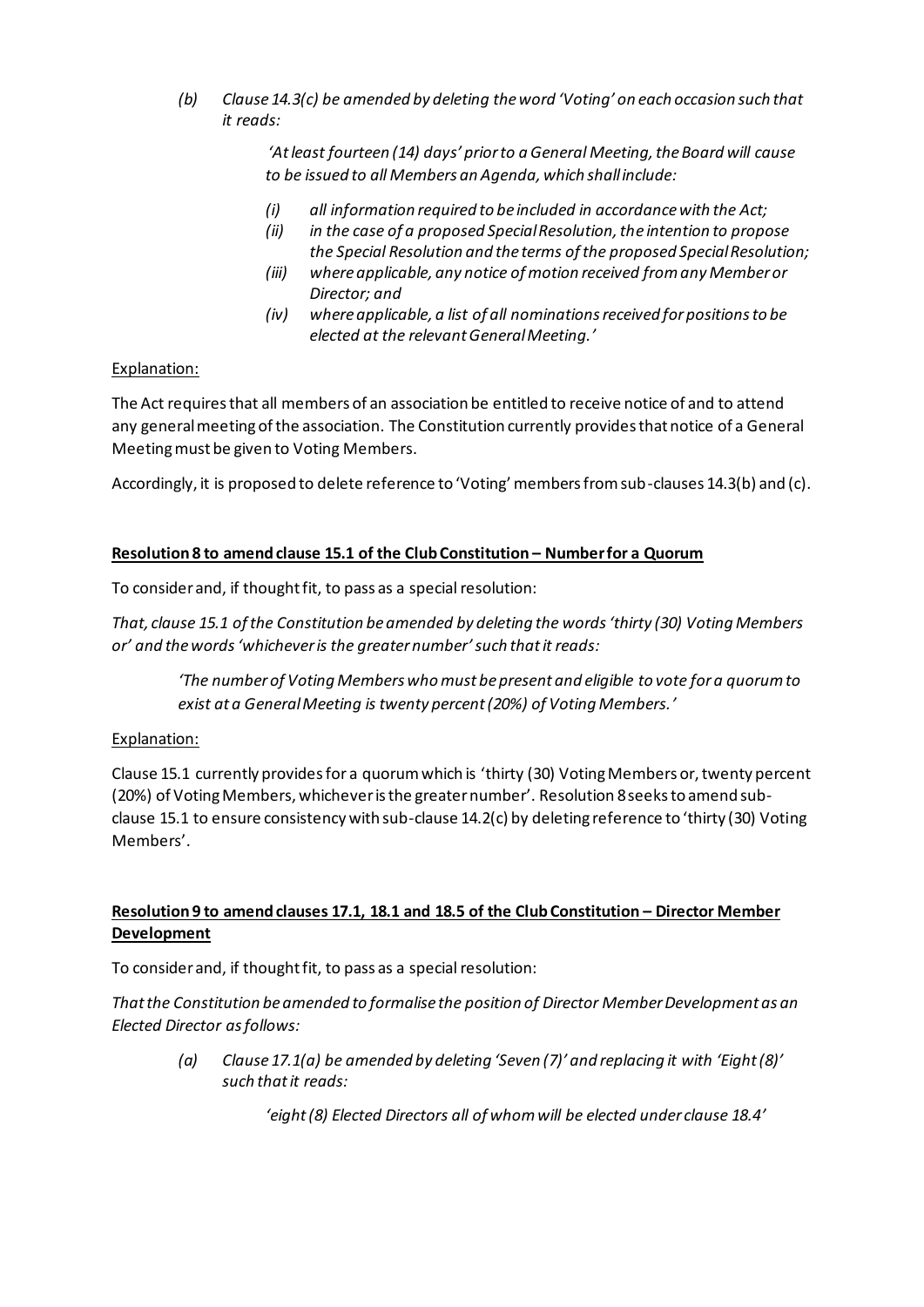(b) *Clause 14.3(c) be amended by deleting the word 'Voting' on each occasion such that it reads:*

> *'At least fourteen (14) days' prior to a General Meeting, the Board will cause to be issued to all Members an Agenda, which shall include:*
>
> *(i) all information required to be included in accordance with the Act;*
> *(ii) in the case of a proposed Special Resolution, the intention to propose the Special Resolution and the terms of the proposed Special Resolution;*
> *(iii) where applicable, any notice of motion received from any Member or Director; and*
> *(iv) where applicable, a list of all nominations received for positions to be elected at the relevant General Meeting.'*

Explanation:

The Act requires that all members of an association be entitled to receive notice of and to attend any general meeting of the association. The Constitution currently provides that notice of a General Meeting must be given to Voting Members.

Accordingly, it is proposed to delete reference to 'Voting' members from sub-clauses 14.3(b) and (c).

**Resolution 8 to amend clause 15.1 of the Club Constitution – Number for a Quorum**

To consider and, if thought fit, to pass as a special resolution:

*That, clause 15.1 of the Constitution be amended by deleting the words 'thirty (30) Voting Members or' and the words 'whichever is the greater number' such that it reads:*

> *'The number of Voting Members who must be present and eligible to vote for a quorum to exist at a General Meeting is twenty percent (20%) of Voting Members.'*

Explanation:

Clause 15.1 currently provides for a quorum which is 'thirty (30) Voting Members or, twenty percent (20%) of Voting Members, whichever is the greater number'. Resolution 8 seeks to amend sub-clause 15.1 to ensure consistency with sub-clause 14.2(c) by deleting reference to 'thirty (30) Voting Members'.

**Resolution 9 to amend clauses 17.1, 18.1 and 18.5 of the Club Constitution – Director Member Development**

To consider and, if thought fit, to pass as a special resolution:

*That the Constitution be amended to formalise the position of Director Member Development as an Elected Director as follows:*

(a) *Clause 17.1(a) be amended by deleting 'Seven (7)' and replacing it with 'Eight (8)' such that it reads:*

> *'eight (8) Elected Directors all of whom will be elected under clause 18.4'*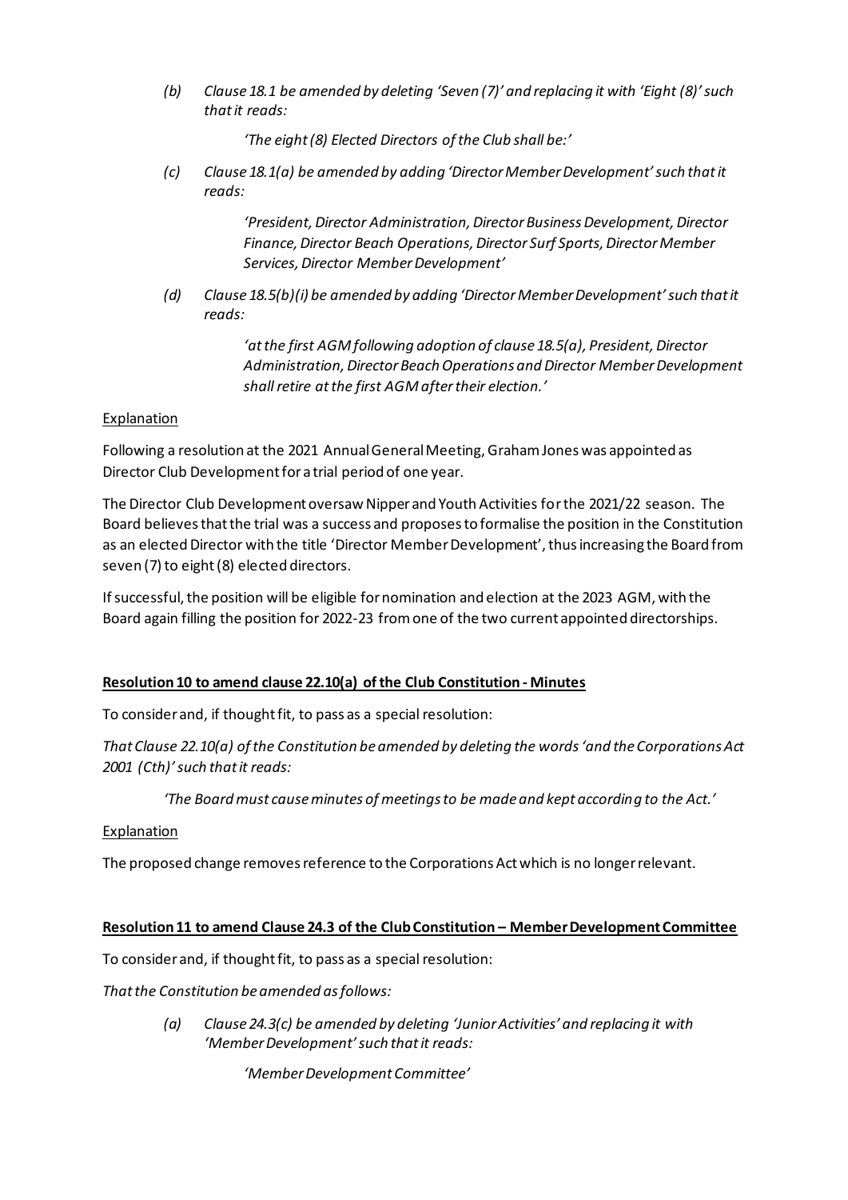*(b) Clause 18.1 be amended by deleting 'Seven (7)' and replacing it with 'Eight (8)' such that it reads:*

> *'The eight (8) Elected Directors of the Club shall be:'*

*(c) Clause 18.1(a) be amended by adding 'Director Member Development' such that it reads:*

> *'President, Director Administration, Director Business Development, Director Finance, Director Beach Operations, Director Surf Sports, Director Member Services, Director Member Development'*

*(d) Clause 18.5(b)(i) be amended by adding 'Director Member Development' such that it reads:*

> *'at the first AGM following adoption of clause 18.5(a), President, Director Administration, Director Beach Operations and Director Member Development shall retire at the first AGM after their election.'*

Explanation

Following a resolution at the 2021 Annual General Meeting, Graham Jones was appointed as Director Club Development for a trial period of one year.

The Director Club Development oversaw Nipper and Youth Activities for the 2021/22 season. The Board believes that the trial was a success and proposes to formalise the position in the Constitution as an elected Director with the title 'Director Member Development', thus increasing the Board from seven (7) to eight (8) elected directors.

If successful, the position will be eligible for nomination and election at the 2023 AGM, with the Board again filling the position for 2022-23 from one of the two current appointed directorships.

**Resolution 10 to amend clause 22.10(a) of the Club Constitution - Minutes**

To consider and, if thought fit, to pass as a special resolution:

*That Clause 22.10(a) of the Constitution be amended by deleting the words 'and the Corporations Act 2001 (Cth)' such that it reads:*

> *'The Board must cause minutes of meetings to be made and kept according to the Act.'*

Explanation

The proposed change removes reference to the Corporations Act which is no longer relevant.

**Resolution 11 to amend Clause 24.3 of the Club Constitution – Member Development Committee**

To consider and, if thought fit, to pass as a special resolution:

*That the Constitution be amended as follows:*

*(a) Clause 24.3(c) be amended by deleting 'Junior Activities' and replacing it with 'Member Development' such that it reads:*

> *'Member Development Committee'*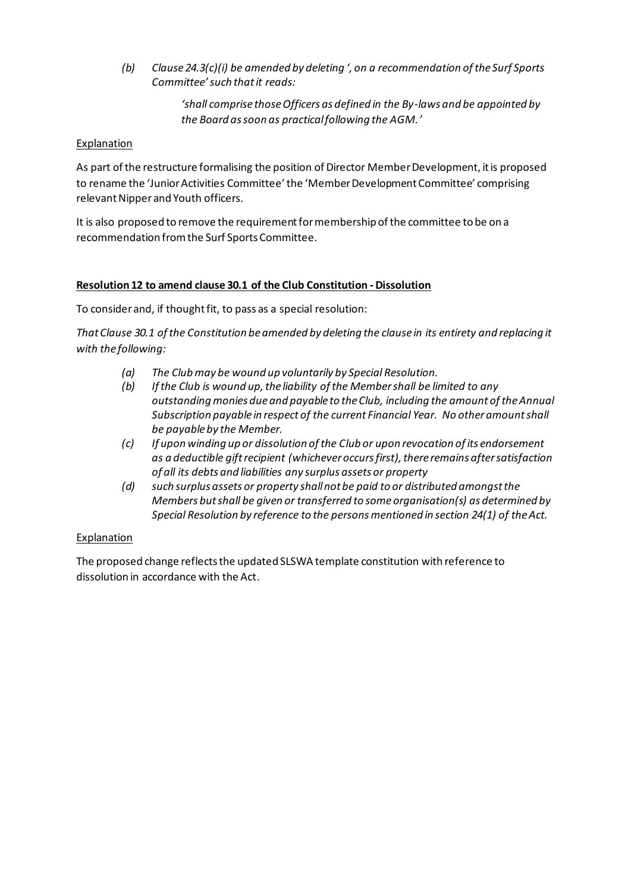*(b)* *Clause 24.3(c)(i) be amended by deleting ', on a recommendation of the Surf Sports Committee' such that it reads:*

> *'shall comprise those Officers as defined in the By-laws and be appointed by the Board as soon as practical following the AGM.'*

Explanation

As part of the restructure formalising the position of Director Member Development, it is proposed to rename the 'Junior Activities Committee' the 'Member Development Committee' comprising relevant Nipper and Youth officers.

It is also proposed to remove the requirement for membership of the committee to be on a recommendation from the Surf Sports Committee.

**Resolution 12 to amend clause 30.1 of the Club Constitution - Dissolution**

To consider and, if thought fit, to pass as a special resolution:

*That Clause 30.1 of the Constitution be amended by deleting the clause in its entirety and replacing it with the following:*

*(a)* *The Club may be wound up voluntarily by Special Resolution.*

*(b)* *If the Club is wound up, the liability of the Member shall be limited to any outstanding monies due and payable to the Club, including the amount of the Annual Subscription payable in respect of the current Financial Year. No other amount shall be payable by the Member.*

*(c)* *If upon winding up or dissolution of the Club or upon revocation of its endorsement as a deductible gift recipient (whichever occurs first), there remains after satisfaction of all its debts and liabilities any surplus assets or property*

*(d)* *such surplus assets or property shall not be paid to or distributed amongst the Members but shall be given or transferred to some organisation(s) as determined by Special Resolution by reference to the persons mentioned in section 24(1) of the Act.*

Explanation

The proposed change reflects the updated SLSWA template constitution with reference to dissolution in accordance with the Act.